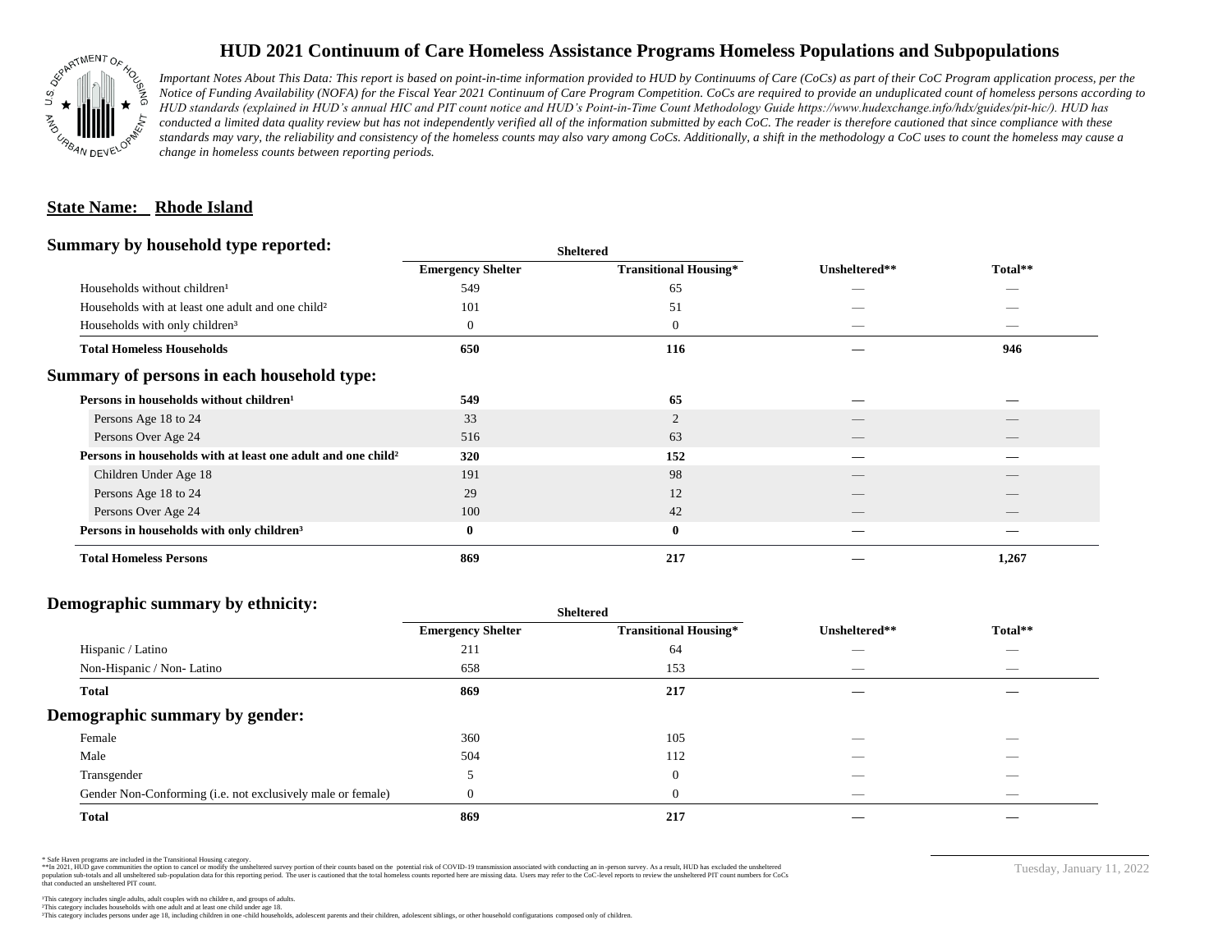# HUD 2021 Continuum of Care Homeless Assistance Programs Homeless Populations and Subpopulations

*Important Notes About This Data: This report is based on point-in-time information provided to HUD by Continuums of Care (CoCs) as part of their CoC Program application process, per the Notice of Funding Availability (NOFA) for the Fiscal Year 2021 Continuum of Care Program Competition. CoCs are required to provide an unduplicated count of homeless persons according to HUD standards (explained in HUD's annual HIC and PIT count notice and HUD's Point-in-Time Count Methodology Guide https://www.hudexchange.info/hdx/guides/pit-hic/). HUD has conducted a limited data quality review but has not independently verified all of the information submitted by each CoC. The reader is therefore cautioned that since compliance with these standards may vary, the reliability and consistency of the homeless counts may also vary among CoCs. Additionally, a shift in the methodology a CoC uses to count the homeless may cause a change in homeless counts between reporting periods.*

## State Name: Rhode Island

### Summary by household type reported:

| | Sheltered | | | |
|---|---|---|---|---|
| | Emergency Shelter | Transitional Housing* | Unsheltered** | Total** |
| Households without children¹ | 549 | 65 | — | — |
| Households with at least one adult and one child² | 101 | 51 | — | — |
| Households with only children³ | 0 | 0 | — | — |
| **Total Homeless Households** | **650** | **116** | **—** | **946** |

### Summary of persons in each household type:

| | Emergency Shelter | Transitional Housing* | Unsheltered** | Total** |
|---|---|---|---|---|
| **Persons in households without children¹** | **549** | **65** | **—** | **—** |
| Persons Age 18 to 24 | 33 | 2 | — | — |
| Persons Over Age 24 | 516 | 63 | — | — |
| **Persons in households with at least one adult and one child²** | **320** | **152** | **—** | **—** |
| Children Under Age 18 | 191 | 98 | — | — |
| Persons Age 18 to 24 | 29 | 12 | — | — |
| Persons Over Age 24 | 100 | 42 | — | — |
| **Persons in households with only children³** | **0** | **0** | **—** | **—** |
| **Total Homeless Persons** | **869** | **217** | **—** | **1,267** |

### Demographic summary by ethnicity:

| | Sheltered | | | |
|---|---|---|---|---|
| | Emergency Shelter | Transitional Housing* | Unsheltered** | Total** |
| Hispanic / Latino | 211 | 64 | — | — |
| Non-Hispanic / Non- Latino | 658 | 153 | — | — |
| **Total** | **869** | **217** | **—** | **—** |

### Demographic summary by gender:

| | Emergency Shelter | Transitional Housing* | Unsheltered** | Total** |
|---|---|---|---|---|
| Female | 360 | 105 | — | — |
| Male | 504 | 112 | — | — |
| Transgender | 5 | 0 | — | — |
| Gender Non-Conforming (i.e. not exclusively male or female) | 0 | 0 | — | — |
| **Total** | **869** | **217** | **—** | **—** |

\* Safe Haven programs are included in the Transitional Housing category.
\*\*In 2021, HUD gave communities the option to cancel or modify the unsheltered survey portion of their counts based on the potential risk of COVID-19 transmission associated with conducting an in-person survey. As a result, HUD has excluded the unsheltered population sub-totals and all unsheltered sub-population data for this reporting period. The user is cautioned that the total homeless counts reported here are missing data. Users may refer to the CoC-level reports to review the unsheltered PIT count numbers for CoCs that conducted an unsheltered PIT count.

¹This category includes single adults, adult couples with no children, and groups of adults.
²This category includes households with one adult and at least one child under age 18.
³This category includes persons under age 18, including children in one-child households, adolescent parents and their children, adolescent siblings, or other household configurations composed only of children.

Tuesday, January 11, 2022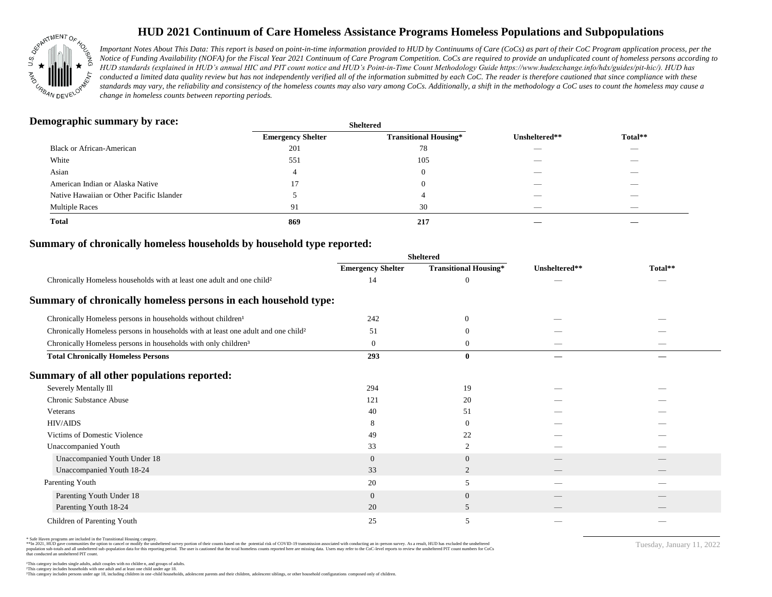# HUD 2021 Continuum of Care Homeless Assistance Programs Homeless Populations and Subpopulations

*Important Notes About This Data: This report is based on point-in-time information provided to HUD by Continuums of Care (CoCs) as part of their CoC Program application process, per the Notice of Funding Availability (NOFA) for the Fiscal Year 2021 Continuum of Care Program Competition. CoCs are required to provide an unduplicated count of homeless persons according to HUD standards (explained in HUD's annual HIC and PIT count notice and HUD's Point-in-Time Count Methodology Guide https://www.hudexchange.info/hdx/guides/pit-hic/). HUD has conducted a limited data quality review but has not independently verified all of the information submitted by each CoC. The reader is therefore cautioned that since compliance with these standards may vary, the reliability and consistency of the homeless counts may also vary among CoCs. Additionally, a shift in the methodology a CoC uses to count the homeless may cause a change in homeless counts between reporting periods.*

## Demographic summary by race:

| | Sheltered | | | |
|---|---|---|---|---|
| | Emergency Shelter | Transitional Housing* | Unsheltered** | Total** |
| Black or African-American | 201 | 78 | — | — |
| White | 551 | 105 | — | — |
| Asian | 4 | 0 | — | — |
| American Indian or Alaska Native | 17 | 0 | — | — |
| Native Hawaiian or Other Pacific Islander | 5 | 4 | — | — |
| Multiple Races | 91 | 30 | — | — |
| **Total** | **869** | **217** | **—** | **—** |

## Summary of chronically homeless households by household type reported:

| | Sheltered | | | |
|---|---|---|---|---|
| | Emergency Shelter | Transitional Housing* | Unsheltered** | Total** |
| Chronically Homeless households with at least one adult and one child² | 14 | 0 | — | — |

## Summary of chronically homeless persons in each household type:

| | Emergency Shelter | Transitional Housing* | Unsheltered** | Total** |
|---|---|---|---|---|
| Chronically Homeless persons in households without children¹ | 242 | 0 | — | — |
| Chronically Homeless persons in households with at least one adult and one child² | 51 | 0 | — | — |
| Chronically Homeless persons in households with only children³ | 0 | 0 | — | — |
| **Total Chronically Homeless Persons** | **293** | **0** | **—** | **—** |

## Summary of all other populations reported:

| | Emergency Shelter | Transitional Housing* | Unsheltered** | Total** |
|---|---|---|---|---|
| Severely Mentally Ill | 294 | 19 | — | — |
| Chronic Substance Abuse | 121 | 20 | — | — |
| Veterans | 40 | 51 | — | — |
| HIV/AIDS | 8 | 0 | — | — |
| Victims of Domestic Violence | 49 | 22 | — | — |
| Unaccompanied Youth | 33 | 2 | — | — |
| Unaccompanied Youth Under 18 | 0 | 0 | — | — |
| Unaccompanied Youth 18-24 | 33 | 2 | — | — |
| Parenting Youth | 20 | 5 | — | — |
| Parenting Youth Under 18 | 0 | 0 | — | — |
| Parenting Youth 18-24 | 20 | 5 | — | — |
| Children of Parenting Youth | 25 | 5 | — | — |

\* Safe Haven programs are included in the Transitional Housing category.
\*\*In 2021, HUD gave communities the option to cancel or modify the unsheltered survey portion of their counts based on the potential risk of COVID-19 transmission associated with conducting an in-person survey. As a result, HUD has excluded the unsheltered population sub-totals and all unsheltered sub-population data for this reporting period. The user is cautioned that the total homeless counts reported here are missing data. Users may refer to the CoC-level reports to review the unsheltered PIT count numbers for CoCs that conducted an unsheltered PIT count.

¹This category includes single adults, adult couples with no children, and groups of adults.
²This category includes households with one adult and at least one child under age 18.
³This category includes persons under age 18, including children in one-child households, adolescent parents and their children, adolescent siblings, or other household configurations composed only of children.

Tuesday, January 11, 2022